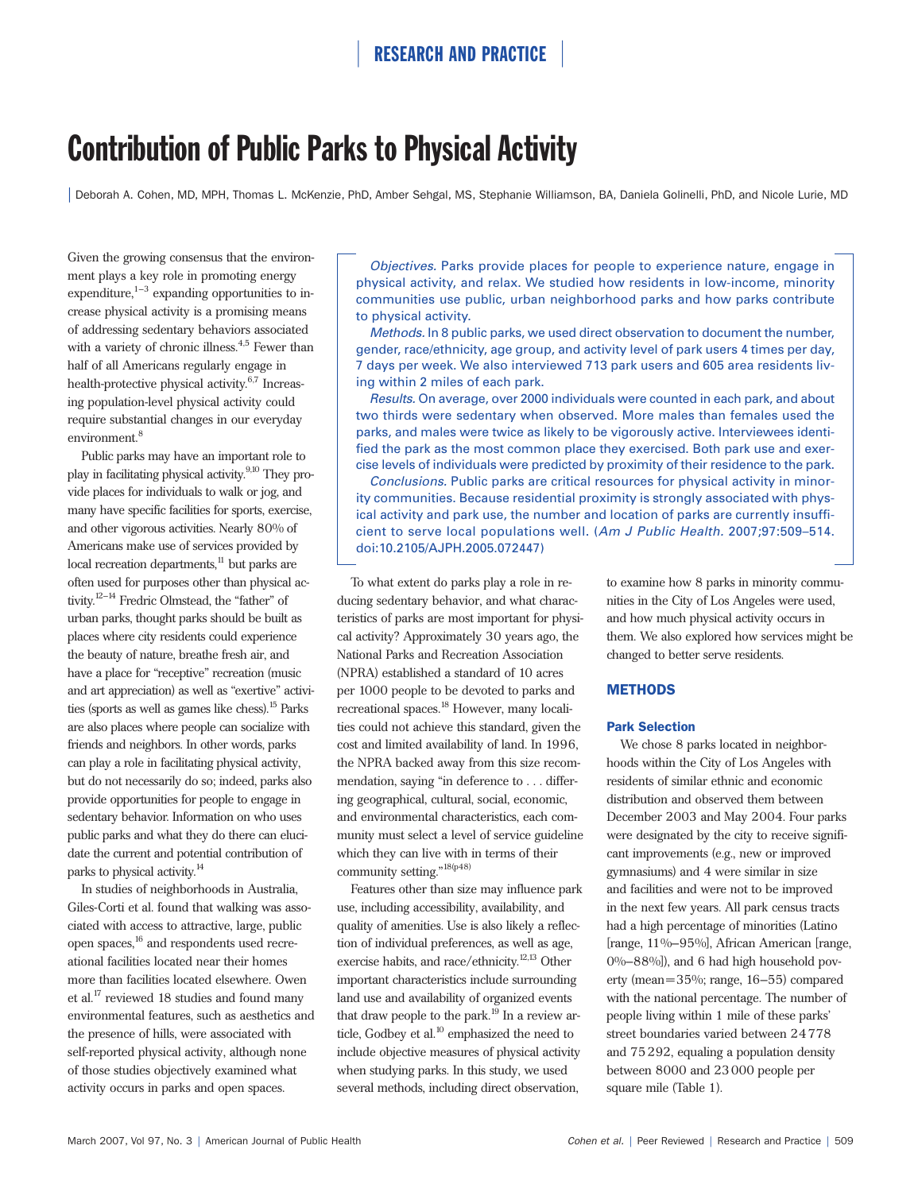# Contribution of Public Parks to Physical Activity

Deborah A. Cohen, MD, MPH, Thomas L. McKenzie, PhD, Amber Sehgal, MS, Stephanie Williamson, BA, Daniela Golinelli, PhD, and Nicole Lurie, MD

*Objectives.* Parks provide places for people to experience nature, engage in physical activity, and relax. We studied how residents in low-income, minority communities use public, urban neighborhood parks and how parks contribute to physical activity.

*Methods.* In 8 public parks, we used direct observation to document the number, gender, race/ethnicity, age group, and activity level of park users 4 times per day, 7 days per week. We also interviewed 713 park users and 605 area residents living within 2 miles of each park.

*Results.* On average, over 2000 individuals were counted in each park, and about two thirds were sedentary when observed. More males than females used the parks, and males were twice as likely to be vigorously active. Interviewees identified the park as the most common place they exercised. Both park use and exercise levels of individuals were predicted by proximity of their residence to the park.

*Conclusions.* Public parks are critical resources for physical activity in minority communities. Because residential proximity is strongly associated with physical activity and park use, the number and location of parks are currently insufficient to serve local populations well. (*Am J Public Health.* 2007;97:509–514. doi:10.2105/AJPH.2005.072447)

Given the growing consensus that the environment plays a key role in promoting energy expenditure,[1–3] expanding opportunities to increase physical activity is a promising means of addressing sedentary behaviors associated with a variety of chronic illness.[4,5] Fewer than half of all Americans regularly engage in health-protective physical activity.[6,7] Increasing population-level physical activity could require substantial changes in our everyday environment.[8]

Public parks may have an important role to play in facilitating physical activity.[9,10] They provide places for individuals to walk or jog, and many have specific facilities for sports, exercise, and other vigorous activities. Nearly 80% of Americans make use of services provided by local recreation departments,[11] but parks are often used for purposes other than physical activity.[12–14] Fredric Olmstead, the "father" of urban parks, thought parks should be built as places where city residents could experience the beauty of nature, breathe fresh air, and have a place for "receptive" recreation (music and art appreciation) as well as "exertive" activities (sports as well as games like chess).[15] Parks are also places where people can socialize with friends and neighbors. In other words, parks can play a role in facilitating physical activity, but do not necessarily do so; indeed, parks also provide opportunities for people to engage in sedentary behavior. Information on who uses public parks and what they do there can elucidate the current and potential contribution of parks to physical activity.[14]

In studies of neighborhoods in Australia, Giles-Corti et al. found that walking was associated with access to attractive, large, public open spaces,[16] and respondents used recreational facilities located near their homes more than facilities located elsewhere. Owen et al.[17] reviewed 18 studies and found many environmental features, such as aesthetics and the presence of hills, were associated with self-reported physical activity, although none of those studies objectively examined what activity occurs in parks and open spaces.

To what extent do parks play a role in reducing sedentary behavior, and what characteristics of parks are most important for physical activity? Approximately 30 years ago, the National Parks and Recreation Association (NPRA) established a standard of 10 acres per 1000 people to be devoted to parks and recreational spaces.[18] However, many localities could not achieve this standard, given the cost and limited availability of land. In 1996, the NPRA backed away from this size recommendation, saying "in deference to . . . differing geographical, cultural, social, economic, and environmental characteristics, each community must select a level of service guideline which they can live with in terms of their community setting."[18(p48)]

Features other than size may influence park use, including accessibility, availability, and quality of amenities. Use is also likely a reflection of individual preferences, as well as age, exercise habits, and race/ethnicity.[12,13] Other important characteristics include surrounding land use and availability of organized events that draw people to the park.[19] In a review article, Godbey et al.[10] emphasized the need to include objective measures of physical activity when studying parks. In this study, we used several methods, including direct observation, to examine how 8 parks in minority communities in the City of Los Angeles were used, and how much physical activity occurs in them. We also explored how services might be changed to better serve residents.

## METHODS

### Park Selection

We chose 8 parks located in neighborhoods within the City of Los Angeles with residents of similar ethnic and economic distribution and observed them between December 2003 and May 2004. Four parks were designated by the city to receive significant improvements (e.g., new or improved gymnasiums) and 4 were similar in size and facilities and were not to be improved in the next few years. All park census tracts had a high percentage of minorities (Latino [range, 11%–95%], African American [range, 0%–88%]), and 6 had high household poverty (mean=35%; range, 16–55) compared with the national percentage. The number of people living within 1 mile of these parks' street boundaries varied between 24778 and 75292, equaling a population density between 8000 and 23000 people per square mile (Table 1).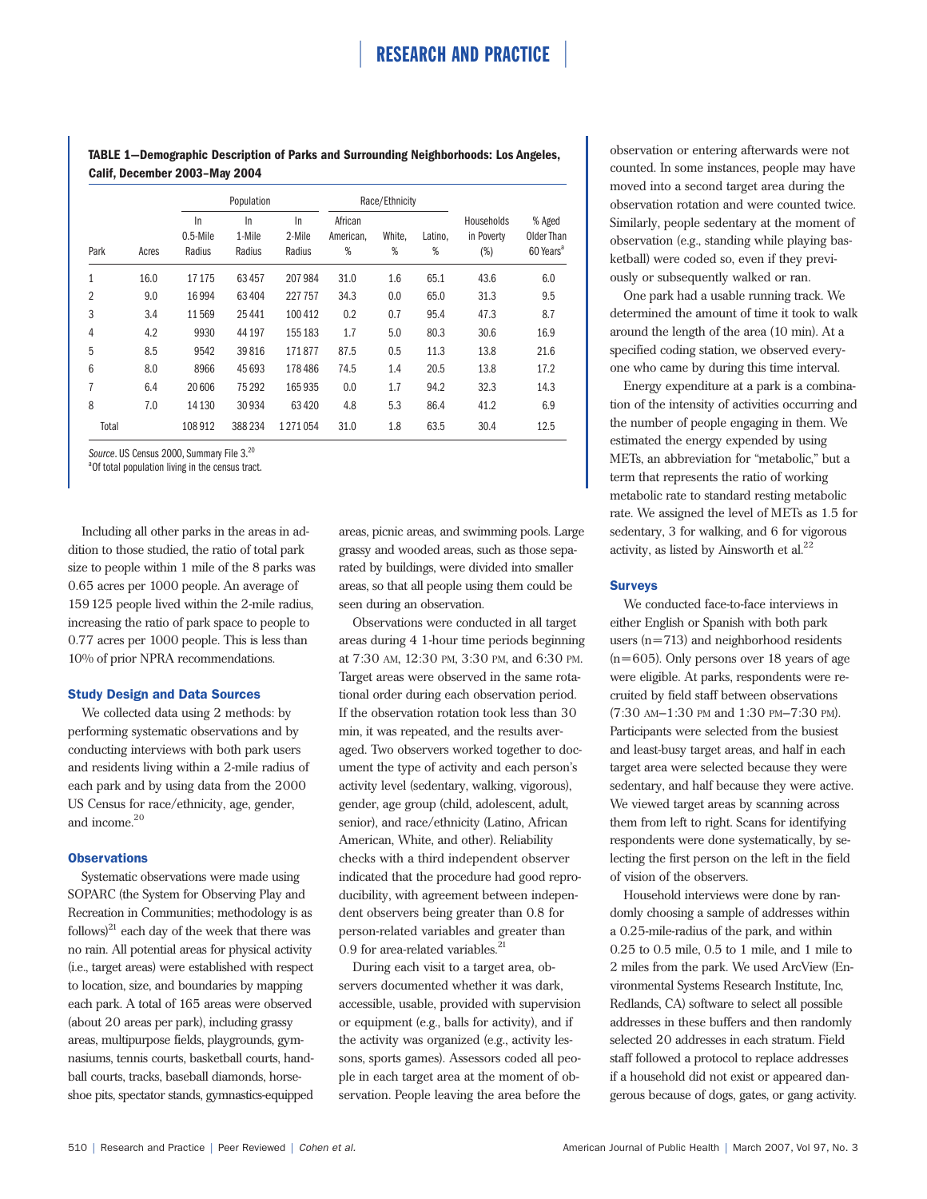**TABLE 1—Demographic Description of Parks and Surrounding Neighborhoods: Los Angeles, Calif, December 2003–May 2004**

| | | Population | | | Race/Ethnicity | | | | |
|---|---|---|---|---|---|---|---|---|---|
| Park | Acres | In 0.5-Mile Radius | In 1-Mile Radius | In 2-Mile Radius | African American, % | White, % | Latino, % | Households in Poverty (%) | % Aged Older Than 60 Years[a] |
| 1 | 16.0 | 17 175 | 63 457 | 207 984 | 31.0 | 1.6 | 65.1 | 43.6 | 6.0 |
| 2 | 9.0 | 16 994 | 63 404 | 227 757 | 34.3 | 0.0 | 65.0 | 31.3 | 9.5 |
| 3 | 3.4 | 11 569 | 25 441 | 100 412 | 0.2 | 0.7 | 95.4 | 47.3 | 8.7 |
| 4 | 4.2 | 9930 | 44 197 | 155 183 | 1.7 | 5.0 | 80.3 | 30.6 | 16.9 |
| 5 | 8.5 | 9542 | 39 816 | 171 877 | 87.5 | 0.5 | 11.3 | 13.8 | 21.6 |
| 6 | 8.0 | 8966 | 45 693 | 178 486 | 74.5 | 1.4 | 20.5 | 13.8 | 17.2 |
| 7 | 6.4 | 20 606 | 75 292 | 165 935 | 0.0 | 1.7 | 94.2 | 32.3 | 14.3 |
| 8 | 7.0 | 14 130 | 30 934 | 63 420 | 4.8 | 5.3 | 86.4 | 41.2 | 6.9 |
| Total | | 108 912 | 388 234 | 1 271 054 | 31.0 | 1.8 | 63.5 | 30.4 | 12.5 |

*Source*. US Census 2000, Summary File 3.[20]

[a]Of total population living in the census tract.

Including all other parks in the areas in addition to those studied, the ratio of total park size to people within 1 mile of the 8 parks was 0.65 acres per 1000 people. An average of 159 125 people lived within the 2-mile radius, increasing the ratio of park space to people to 0.77 acres per 1000 people. This is less than 10% of prior NPRA recommendations.

### Study Design and Data Sources

We collected data using 2 methods: by performing systematic observations and by conducting interviews with both park users and residents living within a 2-mile radius of each park and by using data from the 2000 US Census for race/ethnicity, age, gender, and income.[20]

### Observations

Systematic observations were made using SOPARC (the System for Observing Play and Recreation in Communities; methodology is as follows)[21] each day of the week that there was no rain. All potential areas for physical activity (i.e., target areas) were established with respect to location, size, and boundaries by mapping each park. A total of 165 areas were observed (about 20 areas per park), including grassy areas, multipurpose fields, playgrounds, gymnasiums, tennis courts, basketball courts, handball courts, tracks, baseball diamonds, horseshoe pits, spectator stands, gymnastics-equipped areas, picnic areas, and swimming pools. Large grassy and wooded areas, such as those separated by buildings, were divided into smaller areas, so that all people using them could be seen during an observation.

Observations were conducted in all target areas during 4 1-hour time periods beginning at 7:30 AM, 12:30 PM, 3:30 PM, and 6:30 PM. Target areas were observed in the same rotational order during each observation period. If the observation rotation took less than 30 min, it was repeated, and the results averaged. Two observers worked together to document the type of activity and each person's activity level (sedentary, walking, vigorous), gender, age group (child, adolescent, adult, senior), and race/ethnicity (Latino, African American, White, and other). Reliability checks with a third independent observer indicated that the procedure had good reproducibility, with agreement between independent observers being greater than 0.8 for person-related variables and greater than 0.9 for area-related variables.[21]

During each visit to a target area, observers documented whether it was dark, accessible, usable, provided with supervision or equipment (e.g., balls for activity), and if the activity was organized (e.g., activity lessons, sports games). Assessors coded all people in each target area at the moment of observation. People leaving the area before the observation or entering afterwards were not counted. In some instances, people may have moved into a second target area during the observation rotation and were counted twice. Similarly, people sedentary at the moment of observation (e.g., standing while playing basketball) were coded so, even if they previously or subsequently walked or ran.

One park had a usable running track. We determined the amount of time it took to walk around the length of the area (10 min). At a specified coding station, we observed everyone who came by during this time interval.

Energy expenditure at a park is a combination of the intensity of activities occurring and the number of people engaging in them. We estimated the energy expended by using METs, an abbreviation for "metabolic," but a term that represents the ratio of working metabolic rate to standard resting metabolic rate. We assigned the level of METs as 1.5 for sedentary, 3 for walking, and 6 for vigorous activity, as listed by Ainsworth et al.[22]

### Surveys

We conducted face-to-face interviews in either English or Spanish with both park users ($n=713$) and neighborhood residents ($n=605$). Only persons over 18 years of age were eligible. At parks, respondents were recruited by field staff between observations (7:30 AM–1:30 PM and 1:30 PM–7:30 PM). Participants were selected from the busiest and least-busy target areas, and half in each target area were selected because they were sedentary, and half because they were active. We viewed target areas by scanning across them from left to right. Scans for identifying respondents were done systematically, by selecting the first person on the left in the field of vision of the observers.

Household interviews were done by randomly choosing a sample of addresses within a 0.25-mile-radius of the park, and within 0.25 to 0.5 mile, 0.5 to 1 mile, and 1 mile to 2 miles from the park. We used ArcView (Environmental Systems Research Institute, Inc, Redlands, CA) software to select all possible addresses in these buffers and then randomly selected 20 addresses in each stratum. Field staff followed a protocol to replace addresses if a household did not exist or appeared dangerous because of dogs, gates, or gang activity.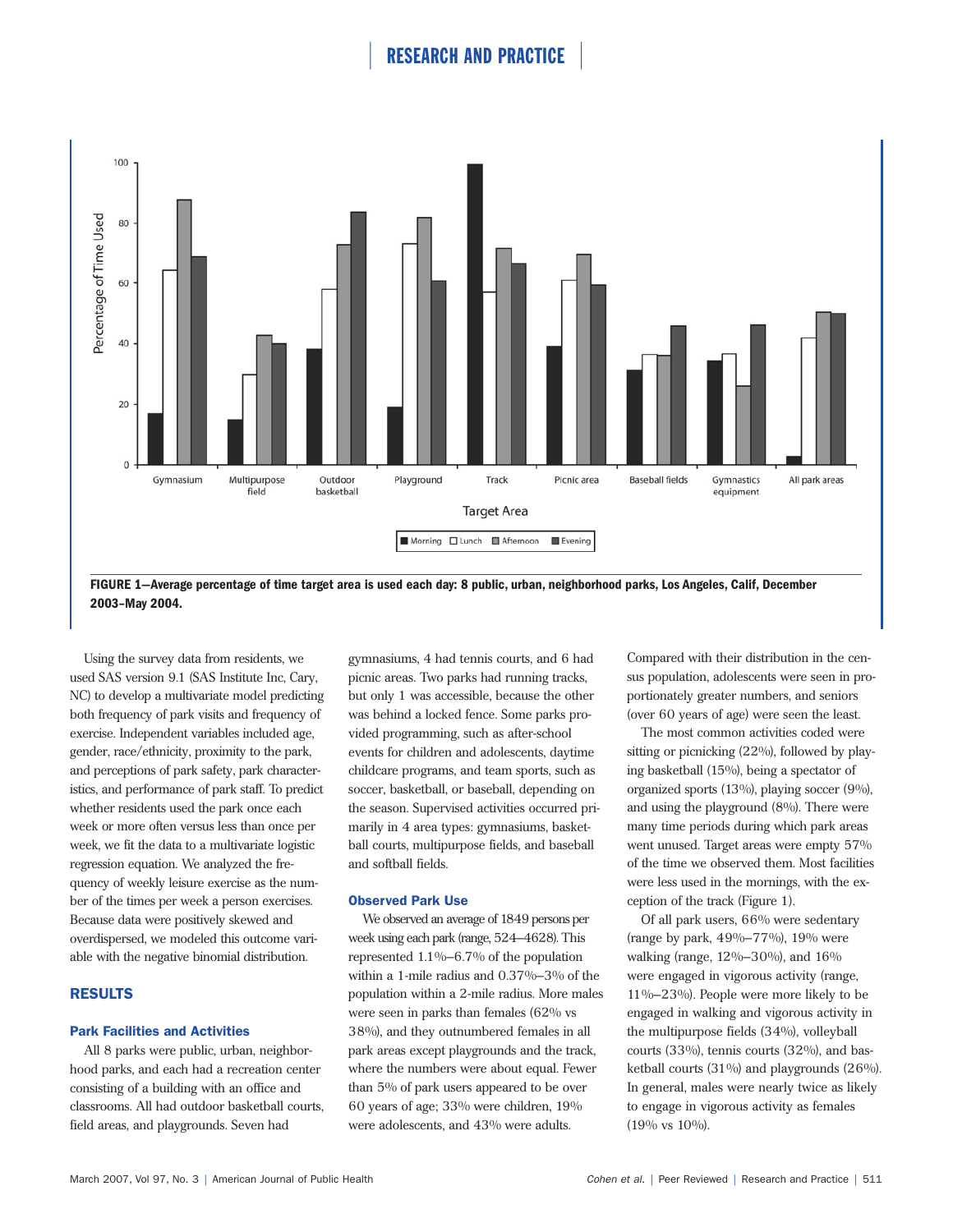FIGURE 1—Average percentage of time target area is used each day: 8 public, urban, neighborhood parks, Los Angeles, Calif, December 2003–May 2004.

Using the survey data from residents, we used SAS version 9.1 (SAS Institute Inc, Cary, NC) to develop a multivariate model predicting both frequency of park visits and frequency of exercise. Independent variables included age, gender, race/ethnicity, proximity to the park, and perceptions of park safety, park characteristics, and performance of park staff. To predict whether residents used the park once each week or more often versus less than once per week, we fit the data to a multivariate logistic regression equation. We analyzed the frequency of weekly leisure exercise as the number of the times per week a person exercises. Because data were positively skewed and overdispersed, we modeled this outcome variable with the negative binomial distribution.

## RESULTS

### Park Facilities and Activities

All 8 parks were public, urban, neighborhood parks, and each had a recreation center consisting of a building with an office and classrooms. All had outdoor basketball courts, field areas, and playgrounds. Seven had gymnasiums, 4 had tennis courts, and 6 had picnic areas. Two parks had running tracks, but only 1 was accessible, because the other was behind a locked fence. Some parks provided programming, such as after-school events for children and adolescents, daytime childcare programs, and team sports, such as soccer, basketball, or baseball, depending on the season. Supervised activities occurred primarily in 4 area types: gymnasiums, basketball courts, multipurpose fields, and baseball and softball fields.

### Observed Park Use

We observed an average of 1849 persons per week using each park (range, 524–4628). This represented 1.1%–6.7% of the population within a 1-mile radius and 0.37%–3% of the population within a 2-mile radius. More males were seen in parks than females (62% vs 38%), and they outnumbered females in all park areas except playgrounds and the track, where the numbers were about equal. Fewer than 5% of park users appeared to be over 60 years of age; 33% were children, 19% were adolescents, and 43% were adults. Compared with their distribution in the census population, adolescents were seen in proportionately greater numbers, and seniors (over 60 years of age) were seen the least.

The most common activities coded were sitting or picnicking (22%), followed by playing basketball (15%), being a spectator of organized sports (13%), playing soccer (9%), and using the playground (8%). There were many time periods during which park areas went unused. Target areas were empty 57% of the time we observed them. Most facilities were less used in the mornings, with the exception of the track (Figure 1).

Of all park users, 66% were sedentary (range by park, 49%–77%), 19% were walking (range, 12%–30%), and 16% were engaged in vigorous activity (range, 11%–23%). People were more likely to be engaged in walking and vigorous activity in the multipurpose fields (34%), volleyball courts (33%), tennis courts (32%), and basketball courts (31%) and playgrounds (26%). In general, males were nearly twice as likely to engage in vigorous activity as females (19% vs 10%).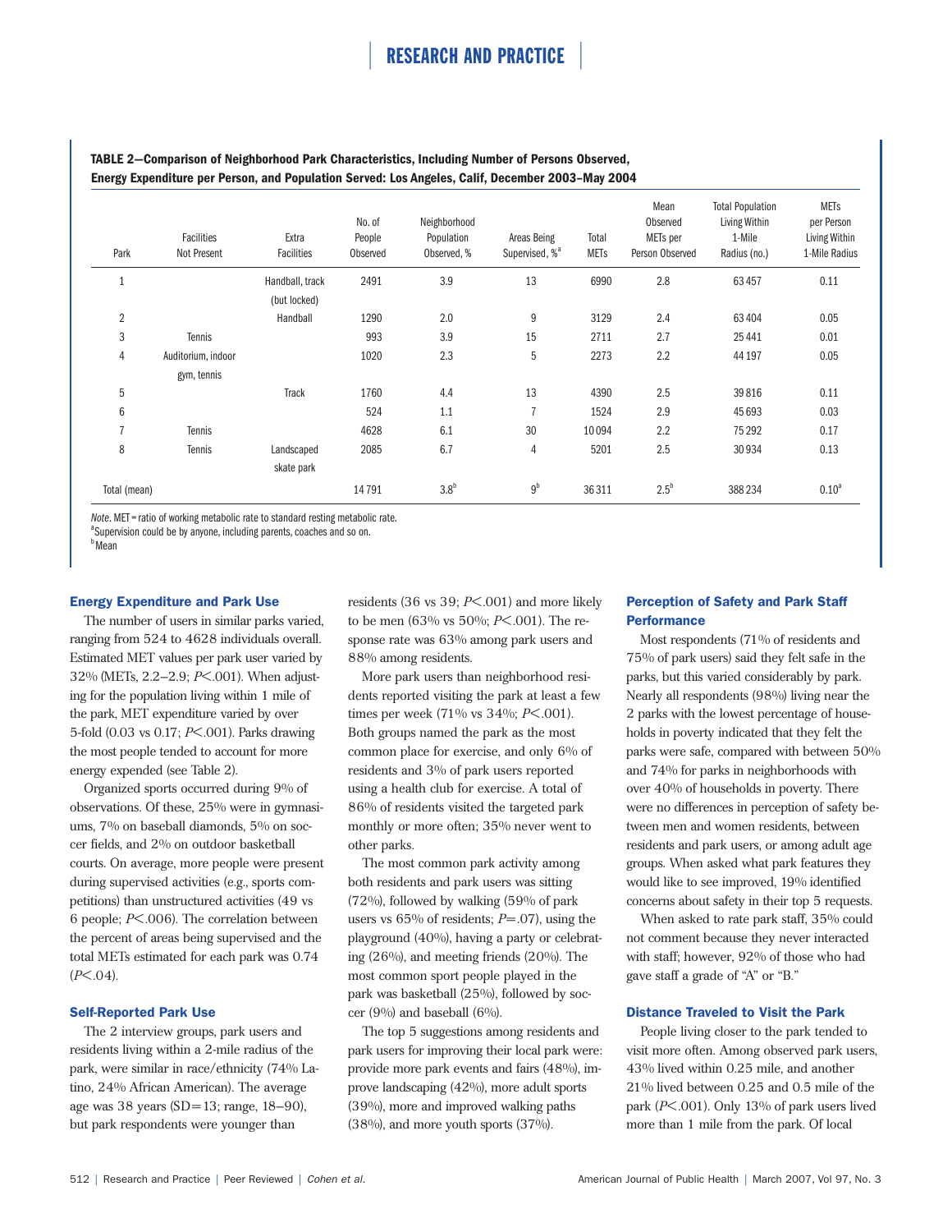**TABLE 2—Comparison of Neighborhood Park Characteristics, Including Number of Persons Observed, Energy Expenditure per Person, and Population Served: Los Angeles, Calif, December 2003–May 2004**

| Park | Facilities Not Present | Extra Facilities | No. of People Observed | Neighborhood Population Observed, % | Areas Being Supervised, %[a] | Total METs | Mean Observed METs per Person Observed | Total Population Living Within 1-Mile Radius (no.) | METs per Person Living Within 1-Mile Radius |
|---|---|---|---|---|---|---|---|---|---|
| 1 | | Handball, track (but locked) | 2491 | 3.9 | 13 | 6990 | 2.8 | 63 457 | 0.11 |
| 2 | | Handball | 1290 | 2.0 | 9 | 3129 | 2.4 | 63 404 | 0.05 |
| 3 | Tennis | | 993 | 3.9 | 15 | 2711 | 2.7 | 25 441 | 0.01 |
| 4 | Auditorium, indoor gym, tennis | | 1020 | 2.3 | 5 | 2273 | 2.2 | 44 197 | 0.05 |
| 5 | | Track | 1760 | 4.4 | 13 | 4390 | 2.5 | 39 816 | 0.11 |
| 6 | | | 524 | 1.1 | 7 | 1524 | 2.9 | 45 693 | 0.03 |
| 7 | Tennis | | 4628 | 6.1 | 30 | 10 094 | 2.2 | 75 292 | 0.17 |
| 8 | Tennis | Landscaped skate park | 2085 | 6.7 | 4 | 5201 | 2.5 | 30 934 | 0.13 |
| Total (mean) | | | 14 791 | 3.8[b] | 9[b] | 36 311 | 2.5[b] | 388 234 | 0.10[a] |

*Note*. MET = ratio of working metabolic rate to standard resting metabolic rate.
[a]Supervision could be by anyone, including parents, coaches and so on.
[b]Mean

### Energy Expenditure and Park Use

The number of users in similar parks varied, ranging from 524 to 4628 individuals overall. Estimated MET values per park user varied by 32% (METs, 2.2–2.9; $P<.001$). When adjusting for the population living within 1 mile of the park, MET expenditure varied by over 5-fold (0.03 vs 0.17; $P<.001$). Parks drawing the most people tended to account for more energy expended (see Table 2).

Organized sports occurred during 9% of observations. Of these, 25% were in gymnasiums, 7% on baseball diamonds, 5% on soccer fields, and 2% on outdoor basketball courts. On average, more people were present during supervised activities (e.g., sports competitions) than unstructured activities (49 vs 6 people; $P<.006$). The correlation between the percent of areas being supervised and the total METs estimated for each park was 0.74 ($P<.04$).

### Self-Reported Park Use

The 2 interview groups, park users and residents living within a 2-mile radius of the park, were similar in race/ethnicity (74% Latino, 24% African American). The average age was 38 years (SD=13; range, 18–90), but park respondents were younger than residents (36 vs 39; $P<.001$) and more likely to be men (63% vs 50%; $P<.001$). The response rate was 63% among park users and 88% among residents.

More park users than neighborhood residents reported visiting the park at least a few times per week (71% vs 34%; $P<.001$). Both groups named the park as the most common place for exercise, and only 6% of residents and 3% of park users reported using a health club for exercise. A total of 86% of residents visited the targeted park monthly or more often; 35% never went to other parks.

The most common park activity among both residents and park users was sitting (72%), followed by walking (59% of park users vs 65% of residents; $P=.07$), using the playground (40%), having a party or celebrating (26%), and meeting friends (20%). The most common sport people played in the park was basketball (25%), followed by soccer (9%) and baseball (6%).

The top 5 suggestions among residents and park users for improving their local park were: provide more park events and fairs (48%), improve landscaping (42%), more adult sports (39%), more and improved walking paths (38%), and more youth sports (37%).

### Perception of Safety and Park Staff Performance

Most respondents (71% of residents and 75% of park users) said they felt safe in the parks, but this varied considerably by park. Nearly all respondents (98%) living near the 2 parks with the lowest percentage of households in poverty indicated that they felt the parks were safe, compared with between 50% and 74% for parks in neighborhoods with over 40% of households in poverty. There were no differences in perception of safety between men and women residents, between residents and park users, or among adult age groups. When asked what park features they would like to see improved, 19% identified concerns about safety in their top 5 requests.

When asked to rate park staff, 35% could not comment because they never interacted with staff; however, 92% of those who had gave staff a grade of "A" or "B."

### Distance Traveled to Visit the Park

People living closer to the park tended to visit more often. Among observed park users, 43% lived within 0.25 mile, and another 21% lived between 0.25 and 0.5 mile of the park ($P<.001$). Only 13% of park users lived more than 1 mile from the park. Of local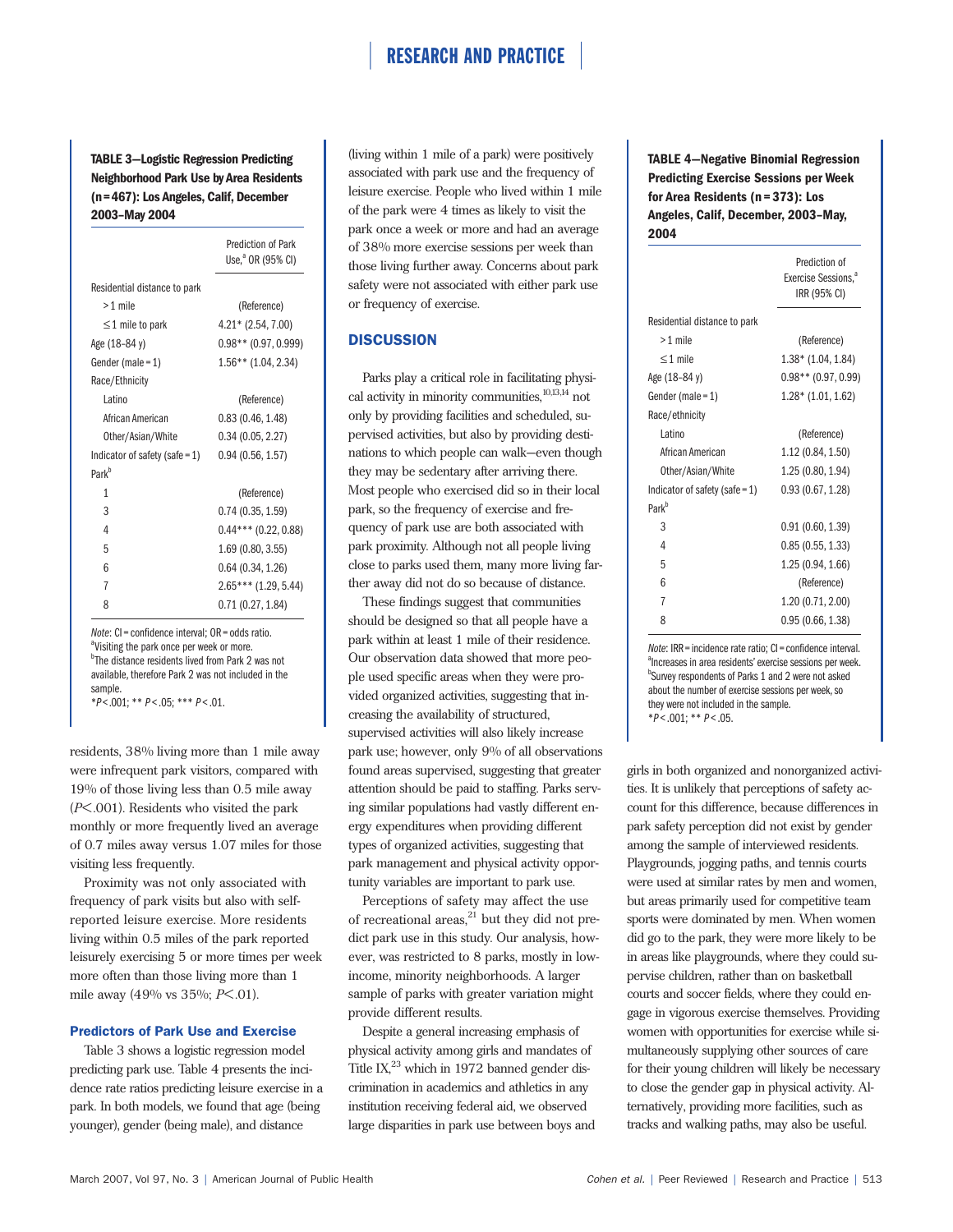**TABLE 3—Logistic Regression Predicting Neighborhood Park Use by Area Residents (n = 467): Los Angeles, Calif, December 2003–May 2004**

| | Prediction of Park Use,[a] OR (95% CI) |
|---|---|
| Residential distance to park | |
| >1 mile | (Reference) |
| ≤1 mile to park | 4.21* (2.54, 7.00) |
| Age (18–84 y) | 0.98** (0.97, 0.999) |
| Gender (male = 1) | 1.56** (1.04, 2.34) |
| Race/Ethnicity | |
| Latino | (Reference) |
| African American | 0.83 (0.46, 1.48) |
| Other/Asian/White | 0.34 (0.05, 2.27) |
| Indicator of safety (safe = 1) | 0.94 (0.56, 1.57) |
| Park[b] | |
| 1 | (Reference) |
| 3 | 0.74 (0.35, 1.59) |
| 4 | 0.44*** (0.22, 0.88) |
| 5 | 1.69 (0.80, 3.55) |
| 6 | 0.64 (0.34, 1.26) |
| 7 | 2.65*** (1.29, 5.44) |
| 8 | 0.71 (0.27, 1.84) |

*Note*: CI = confidence interval; OR = odds ratio.
[a]Visiting the park once per week or more.
[b]The distance residents lived from Park 2 was not available, therefore Park 2 was not included in the sample.
*$P<.001$; ** $P<.05$; *** $P<.01$.

residents, 38% living more than 1 mile away were infrequent park visitors, compared with 19% of those living less than 0.5 mile away ($P<.001$). Residents who visited the park monthly or more frequently lived an average of 0.7 miles away versus 1.07 miles for those visiting less frequently.

Proximity was not only associated with frequency of park visits but also with self-reported leisure exercise. More residents living within 0.5 miles of the park reported leisurely exercising 5 or more times per week more often than those living more than 1 mile away (49% vs 35%; $P<.01$).

### Predictors of Park Use and Exercise

Table 3 shows a logistic regression model predicting park use. Table 4 presents the incidence rate ratios predicting leisure exercise in a park. In both models, we found that age (being younger), gender (being male), and distance (living within 1 mile of a park) were positively associated with park use and the frequency of leisure exercise. People who lived within 1 mile of the park were 4 times as likely to visit the park once a week or more and had an average of 38% more exercise sessions per week than those living further away. Concerns about park safety were not associated with either park use or frequency of exercise.

## DISCUSSION

Parks play a critical role in facilitating physical activity in minority communities,[10,13,14] not only by providing facilities and scheduled, supervised activities, but also by providing destinations to which people can walk—even though they may be sedentary after arriving there. Most people who exercised did so in their local park, so the frequency of exercise and frequency of park use are both associated with park proximity. Although not all people living close to parks used them, many more living farther away did not do so because of distance.

These findings suggest that communities should be designed so that all people have a park within at least 1 mile of their residence. Our observation data showed that more people used specific areas when they were provided organized activities, suggesting that increasing the availability of structured, supervised activities will also likely increase park use; however, only 9% of all observations found areas supervised, suggesting that greater attention should be paid to staffing. Parks serving similar populations had vastly different energy expenditures when providing different types of organized activities, suggesting that park management and physical activity opportunity variables are important to park use.

Perceptions of safety may affect the use of recreational areas,[21] but they did not predict park use in this study. Our analysis, however, was restricted to 8 parks, mostly in low-income, minority neighborhoods. A larger sample of parks with greater variation might provide different results.

Despite a general increasing emphasis of physical activity among girls and mandates of Title IX,[23] which in 1972 banned gender discrimination in academics and athletics in any institution receiving federal aid, we observed large disparities in park use between boys and girls in both organized and nonorganized activities. It is unlikely that perceptions of safety account for this difference, because differences in park safety perception did not exist by gender among the sample of interviewed residents. Playgrounds, jogging paths, and tennis courts were used at similar rates by men and women, but areas primarily used for competitive team sports were dominated by men. When women did go to the park, they were more likely to be in areas like playgrounds, where they could supervise children, rather than on basketball courts and soccer fields, where they could engage in vigorous exercise themselves. Providing women with opportunities for exercise while simultaneously supplying other sources of care for their young children will likely be necessary to close the gender gap in physical activity. Alternatively, providing more facilities, such as tracks and walking paths, may also be useful.

**TABLE 4—Negative Binomial Regression Predicting Exercise Sessions per Week for Area Residents (n = 373): Los Angeles, Calif, December, 2003–May, 2004**

| | Prediction of Exercise Sessions,[a] IRR (95% CI) |
|---|---|
| Residential distance to park | |
| >1 mile | (Reference) |
| ≤1 mile | 1.38* (1.04, 1.84) |
| Age (18–84 y) | 0.98** (0.97, 0.99) |
| Gender (male = 1) | 1.28* (1.01, 1.62) |
| Race/ethnicity | |
| Latino | (Reference) |
| African American | 1.12 (0.84, 1.50) |
| Other/Asian/White | 1.25 (0.80, 1.94) |
| Indicator of safety (safe = 1) | 0.93 (0.67, 1.28) |
| Park[b] | |
| 3 | 0.91 (0.60, 1.39) |
| 4 | 0.85 (0.55, 1.33) |
| 5 | 1.25 (0.94, 1.66) |
| 6 | (Reference) |
| 7 | 1.20 (0.71, 2.00) |
| 8 | 0.95 (0.66, 1.38) |

*Note*: IRR = incidence rate ratio; CI = confidence interval.
[a]Increases in area residents' exercise sessions per week.
[b]Survey respondents of Parks 1 and 2 were not asked about the number of exercise sessions per week, so they were not included in the sample.
*$P<.001$; ** $P<.05$.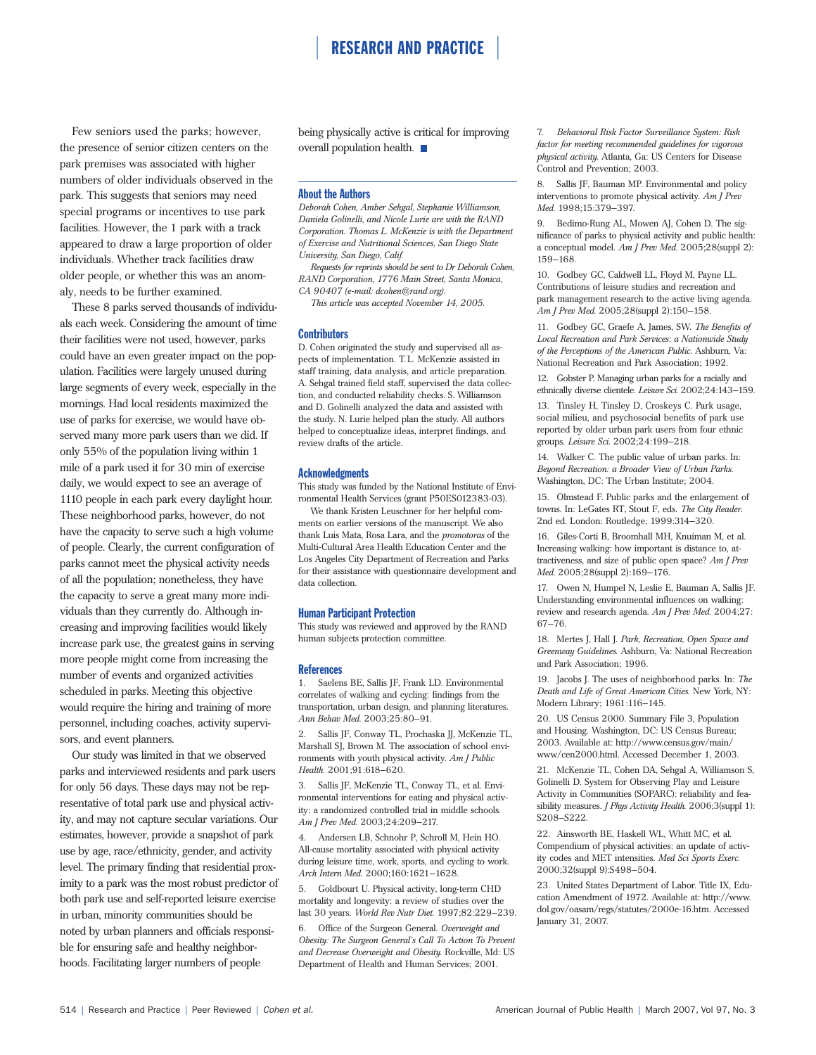Few seniors used the parks; however, the presence of senior citizen centers on the park premises was associated with higher numbers of older individuals observed in the park. This suggests that seniors may need special programs or incentives to use park facilities. However, the 1 park with a track appeared to draw a large proportion of older individuals. Whether track facilities draw older people, or whether this was an anomaly, needs to be further examined.

These 8 parks served thousands of individuals each week. Considering the amount of time their facilities were not used, however, parks could have an even greater impact on the population. Facilities were largely unused during large segments of every week, especially in the mornings. Had local residents maximized the use of parks for exercise, we would have observed many more park users than we did. If only 55% of the population living within 1 mile of a park used it for 30 min of exercise daily, we would expect to see an average of 1110 people in each park every daylight hour. These neighborhood parks, however, do not have the capacity to serve such a high volume of people. Clearly, the current configuration of parks cannot meet the physical activity needs of all the population; nonetheless, they have the capacity to serve a great many more individuals than they currently do. Although increasing and improving facilities would likely increase park use, the greatest gains in serving more people might come from increasing the number of events and organized activities scheduled in parks. Meeting this objective would require the hiring and training of more personnel, including coaches, activity supervisors, and event planners.

Our study was limited in that we observed parks and interviewed residents and park users for only 56 days. These days may not be representative of total park use and physical activity, and may not capture secular variations. Our estimates, however, provide a snapshot of park use by age, race/ethnicity, gender, and activity level. The primary finding that residential proximity to a park was the most robust predictor of both park use and self-reported leisure exercise in urban, minority communities should be noted by urban planners and officials responsible for ensuring safe and healthy neighborhoods. Facilitating larger numbers of people being physically active is critical for improving overall population health. ■

## About the Authors

*Deborah Cohen, Amber Sehgal, Stephanie Williamson, Daniela Golinelli, and Nicole Lurie are with the RAND Corporation. Thomas L. McKenzie is with the Department of Exercise and Nutritional Sciences, San Diego State University, San Diego, Calif.*

*Requests for reprints should be sent to Dr Deborah Cohen, RAND Corporation, 1776 Main Street, Santa Monica, CA 90407 (e-mail: dcohen@rand.org).*

*This article was accepted November 14, 2005.*

## Contributors

D. Cohen originated the study and supervised all aspects of implementation. T.L. McKenzie assisted in staff training, data analysis, and article preparation. A. Sehgal trained field staff, supervised the data collection, and conducted reliability checks. S. Williamson and D. Golinelli analyzed the data and assisted with the study. N. Lurie helped plan the study. All authors helped to conceptualize ideas, interpret findings, and review drafts of the article.

## Acknowledgments

This study was funded by the National Institute of Environmental Health Services (grant P50ES012383-03).

We thank Kristen Leuschner for her helpful comments on earlier versions of the manuscript. We also thank Luis Mata, Rosa Lara, and the *promotoras* of the Multi-Cultural Area Health Education Center and the Los Angeles City Department of Recreation and Parks for their assistance with questionnaire development and data collection.

## Human Participant Protection

This study was reviewed and approved by the RAND human subjects protection committee.

## References

1. Saelens BE, Sallis JF, Frank LD. Environmental correlates of walking and cycling: findings from the transportation, urban design, and planning literatures. *Ann Behav Med.* 2003;25:80–91.
2. Sallis JF, Conway TL, Prochaska JJ, McKenzie TL, Marshall SJ, Brown M. The association of school environments with youth physical activity. *Am J Public Health.* 2001;91:618–620.
3. Sallis JF, McKenzie TL, Conway TL, et al. Environmental interventions for eating and physical activity: a randomized controlled trial in middle schools. *Am J Prev Med.* 2003;24:209–217.
4. Andersen LB, Schnohr P, Schroll M, Hein HO. All-cause mortality associated with physical activity during leisure time, work, sports, and cycling to work. *Arch Intern Med.* 2000;160:1621–1628.
5. Goldbourt U. Physical activity, long-term CHD mortality and longevity: a review of studies over the last 30 years. *World Rev Nutr Diet.* 1997;82:229–239.
6. Office of the Surgeon General. *Overweight and Obesity: The Surgeon General's Call To Action To Prevent and Decrease Overweight and Obesity.* Rockville, Md: US Department of Health and Human Services; 2001.
7. *Behavioral Risk Factor Surveillance System: Risk factor for meeting recommended guidelines for vigorous physical activity.* Atlanta, Ga: US Centers for Disease Control and Prevention; 2003.
8. Sallis JF, Bauman MP. Environmental and policy interventions to promote physical activity. *Am J Prev Med.* 1998;15:379–397.
9. Bedimo-Rung AL, Mowen AJ, Cohen D. The significance of parks to physical activity and public health: a conceptual model. *Am J Prev Med.* 2005;28(suppl 2): 159–168.
10. Godbey GC, Caldwell LL, Floyd M, Payne LL. Contributions of leisure studies and recreation and park management research to the active living agenda. *Am J Prev Med.* 2005;28(suppl 2):150–158.
11. Godbey GC, Graefe A, James, SW. *The Benefits of Local Recreation and Park Services: a Nationwide Study of the Perceptions of the American Public.* Ashburn, Va: National Recreation and Park Association; 1992.
12. Gobster P. Managing urban parks for a racially and ethnically diverse clientele. *Leisure Sci.* 2002;24:143–159.
13. Tinsley H, Tinsley D, Croskeys C. Park usage, social milieu, and psychosocial benefits of park use reported by older urban park users from four ethnic groups. *Leisure Sci.* 2002;24:199–218.
14. Walker C. The public value of urban parks. In: *Beyond Recreation: a Broader View of Urban Parks.* Washington, DC: The Urban Institute; 2004.
15. Olmstead F. Public parks and the enlargement of towns. In: LeGates RT, Stout F, eds. *The City Reader.* 2nd ed. London: Routledge; 1999:314–320.
16. Giles-Corti B, Broomhall MH, Knuiman M, et al. Increasing walking: how important is distance to, attractiveness, and size of public open space? *Am J Prev Med.* 2005;28(suppl 2):169–176.
17. Owen N, Humpel N, Leslie E, Bauman A, Sallis JF. Understanding environmental influences on walking: review and research agenda. *Am J Prev Med.* 2004;27: 67–76.
18. Mertes J, Hall J. *Park, Recreation, Open Space and Greenway Guidelines.* Ashburn, Va: National Recreation and Park Association; 1996.
19. Jacobs J. The uses of neighborhood parks. In: *The Death and Life of Great American Cities.* New York, NY: Modern Library; 1961:116–145.
20. US Census 2000. Summary File 3, Population and Housing. Washington, DC: US Census Bureau; 2003. Available at: http://www.census.gov/main/www/cen2000.html. Accessed December 1, 2003.
21. McKenzie TL, Cohen DA, Sehgal A, Williamson S, Golinelli D. System for Observing Play and Leisure Activity in Communities (SOPARC): reliability and feasibility measures. *J Phys Activity Health.* 2006;3(suppl 1): S208–S222.
22. Ainsworth BE, Haskell WL, Whitt MC, et al. Compendium of physical activities: an update of activity codes and MET intensities. *Med Sci Sports Exerc.* 2000;32(suppl 9):S498–504.
23. United States Department of Labor. Title IX, Education Amendment of 1972. Available at: http://www.dol.gov/oasam/regs/statutes/2000e-16.htm. Accessed January 31, 2007.